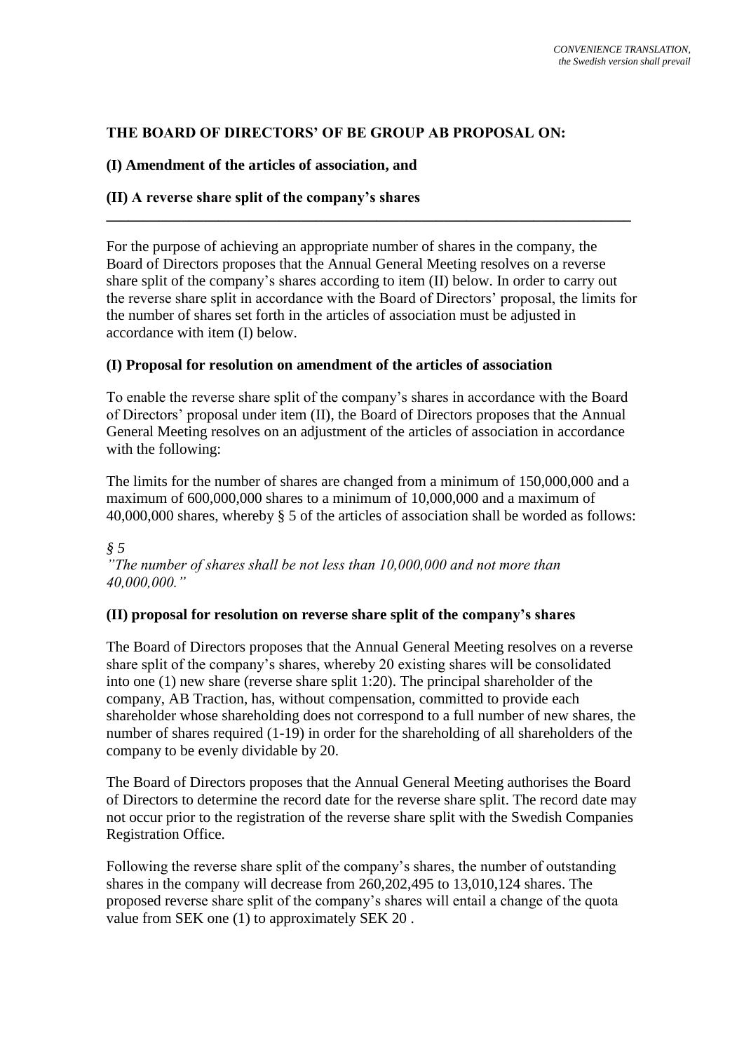*CONVENIENCE TRANSLATION, the Swedish version shall prevail*

**THE BOARD OF DIRECTORS' OF BE GROUP AB PROPOSAL ON:**

**(I) Amendment of the articles of association, and**

**(II) A reverse share split of the company's shares**

---

For the purpose of achieving an appropriate number of shares in the company, the Board of Directors proposes that the Annual General Meeting resolves on a reverse share split of the company's shares according to item (II) below. In order to carry out the reverse share split in accordance with the Board of Directors' proposal, the limits for the number of shares set forth in the articles of association must be adjusted in accordance with item (I) below.

**(I) Proposal for resolution on amendment of the articles of association**

To enable the reverse share split of the company's shares in accordance with the Board of Directors' proposal under item (II), the Board of Directors proposes that the Annual General Meeting resolves on an adjustment of the articles of association in accordance with the following:

The limits for the number of shares are changed from a minimum of 150,000,000 and a maximum of 600,000,000 shares to a minimum of 10,000,000 and a maximum of 40,000,000 shares, whereby § 5 of the articles of association shall be worded as follows:

*§ 5*
*"The number of shares shall be not less than 10,000,000 and not more than 40,000,000."*

**(II) proposal for resolution on reverse share split of the company's shares**

The Board of Directors proposes that the Annual General Meeting resolves on a reverse share split of the company's shares, whereby 20 existing shares will be consolidated into one (1) new share (reverse share split 1:20). The principal shareholder of the company, AB Traction, has, without compensation, committed to provide each shareholder whose shareholding does not correspond to a full number of new shares, the number of shares required (1-19) in order for the shareholding of all shareholders of the company to be evenly dividable by 20.

The Board of Directors proposes that the Annual General Meeting authorises the Board of Directors to determine the record date for the reverse share split. The record date may not occur prior to the registration of the reverse share split with the Swedish Companies Registration Office.

Following the reverse share split of the company's shares, the number of outstanding shares in the company will decrease from 260,202,495 to 13,010,124 shares. The proposed reverse share split of the company's shares will entail a change of the quota value from SEK one (1) to approximately SEK 20 .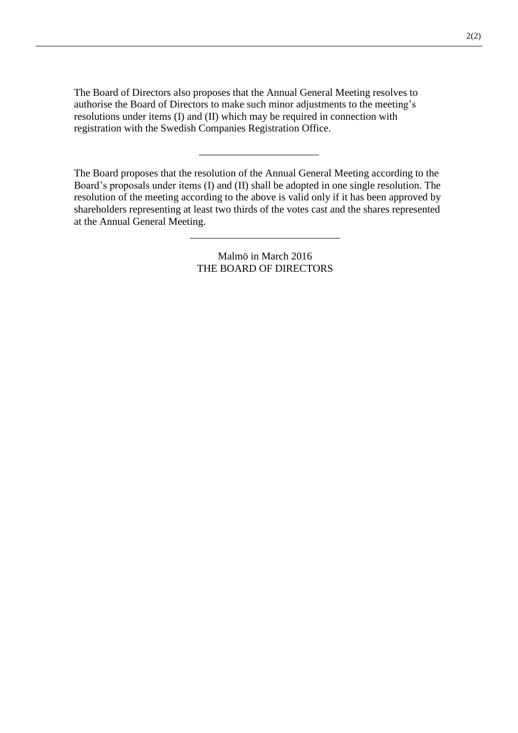The Board of Directors also proposes that the Annual General Meeting resolves to authorise the Board of Directors to make such minor adjustments to the meeting's resolutions under items (I) and (II) which may be required in connection with registration with the Swedish Companies Registration Office.

---

The Board proposes that the resolution of the Annual General Meeting according to the Board's proposals under items (I) and (II) shall be adopted in one single resolution. The resolution of the meeting according to the above is valid only if it has been approved by shareholders representing at least two thirds of the votes cast and the shares represented at the Annual General Meeting.

---

Malmö in March 2016
THE BOARD OF DIRECTORS